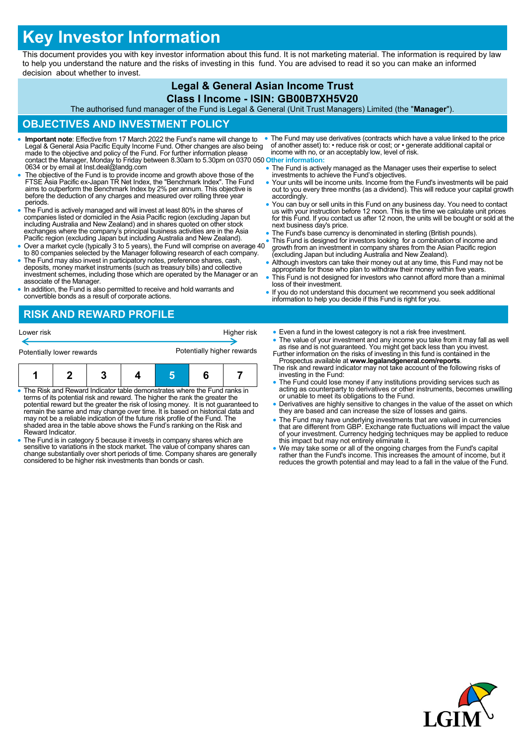# Key Investor Information

This document provides you with key investor information about this fund. It is not marketing material. The information is required by law to help you understand the nature and the risks of investing in this fund. You are advised to read it so you can make an informed decision about whether to invest.

**Legal & General Asian Income Trust**

**Class I Income - ISIN: GB00B7XH5V20**

The authorised fund manager of the Fund is Legal & General (Unit Trust Managers) Limited (the "**Manager**").

## OBJECTIVES AND INVESTMENT POLICY

- **Important note**: Effective from 17 March 2022 the Fund's name will change to Legal & General Asia Pacific Equity Income Fund. Other changes are also being made to the objective and policy of the Fund. For further information please contact the Manager, Monday to Friday between 8.30am to 5.30pm on 0370 050 0634 or by email at Inst.deal@landg.com
- The objective of the Fund is to provide income and growth above those of the FTSE Asia Pacific ex-Japan TR Net Index, the "Benchmark Index". The Fund aims to outperform the Benchmark Index by 2% per annum. This objective is before the deduction of any charges and measured over rolling three year periods.
- The Fund is actively managed and will invest at least 80% in the shares of companies listed or domiciled in the Asia Pacific region (excluding Japan but including Australia and New Zealand) and in shares quoted on other stock exchanges where the company's principal business activities are in the Asia Pacific region (excluding Japan but including Australia and New Zealand).
- Over a market cycle (typically 3 to 5 years), the Fund will comprise on average 40 to 80 companies selected by the Manager following research of each company.
- The Fund may also invest in participatory notes, preference shares, cash, deposits, money market instruments (such as treasury bills) and collective investment schemes, including those which are operated by the Manager or an associate of the Manager.
- In addition, the Fund is also permitted to receive and hold warrants and convertible bonds as a result of corporate actions.
- The Fund may use derivatives (contracts which have a value linked to the price of another asset) to: • reduce risk or cost; or • generate additional capital or income with no, or an acceptably low, level of risk.

**Other information:**

- The Fund is actively managed as the Manager uses their expertise to select investments to achieve the Fund's objectives.
- Your units will be income units. Income from the Fund's investments will be paid out to you every three months (as a dividend). This will reduce your capital growth accordingly.
- You can buy or sell units in this Fund on any business day. You need to contact us with your instruction before 12 noon. This is the time we calculate unit prices for this Fund. If you contact us after 12 noon, the units will be bought or sold at the next business day's price.
- The Fund's base currency is denominated in sterling (British pounds).
- This Fund is designed for investors looking for a combination of income and growth from an investment in company shares from the Asian Pacific region (excluding Japan but including Australia and New Zealand).
- Although investors can take their money out at any time, this Fund may not be appropriate for those who plan to withdraw their money within five years.
- This Fund is not designed for investors who cannot afford more than a minimal loss of their investment.
- If you do not understand this document we recommend you seek additional information to help you decide if this Fund is right for you.

## RISK AND REWARD PROFILE

Lower risk ← → Higher risk

Potentially lower rewards — Potentially higher rewards

| 1 | 2 | 3 | 4 | **5** | 6 | 7 |
|---|---|---|---|---|---|---|

- The Risk and Reward Indicator table demonstrates where the Fund ranks in terms of its potential risk and reward. The higher the rank the greater the potential reward but the greater the risk of losing money. It is not guaranteed to remain the same and may change over time. It is based on historical data and may not be a reliable indication of the future risk profile of the Fund. The shaded area in the table above shows the Fund's ranking on the Risk and Reward Indicator.
- The Fund is in category 5 because it invests in company shares which are sensitive to variations in the stock market. The value of company shares can change substantially over short periods of time. Company shares are generally considered to be higher risk investments than bonds or cash.
- Even a fund in the lowest category is not a risk free investment.
- The value of your investment and any income you take from it may fall as well as rise and is not guaranteed. You might get back less than you invest.

Further information on the risks of investing in this fund is contained in the Prospectus available at **www.legalandgeneral.com/reports**.

The risk and reward indicator may not take account of the following risks of investing in the Fund:

- The Fund could lose money if any institutions providing services such as acting as counterparty to derivatives or other instruments, becomes unwilling or unable to meet its obligations to the Fund.
- Derivatives are highly sensitive to changes in the value of the asset on which they are based and can increase the size of losses and gains.
- The Fund may have underlying investments that are valued in currencies that are different from GBP. Exchange rate fluctuations will impact the value of your investment. Currency hedging techniques may be applied to reduce this impact but may not entirely eliminate it.
- We may take some or all of the ongoing charges from the Fund's capital rather than the Fund's income. This increases the amount of income, but it reduces the growth potential and may lead to a fall in the value of the Fund.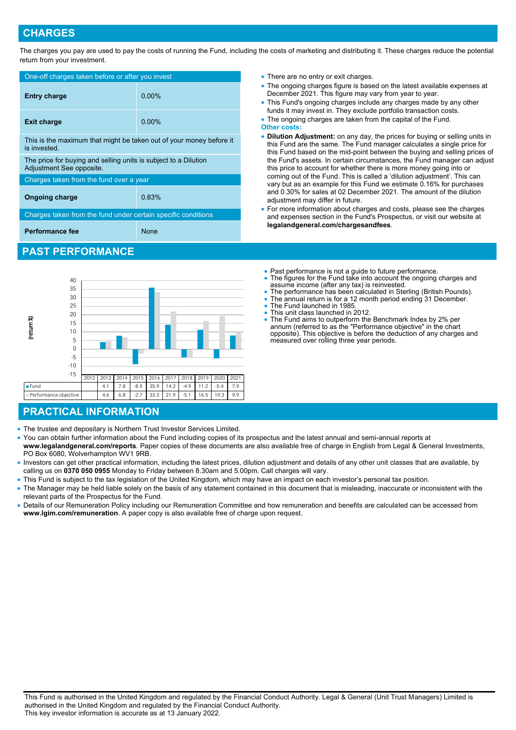## CHARGES

The charges you pay are used to pay the costs of running the Fund, including the costs of marketing and distributing it. These charges reduce the potential return from your investment.

| One-off charges taken before or after you invest | |
|---|---|
| **Entry charge** | 0.00% |
| **Exit charge** | 0.00% |
| This is the maximum that might be taken out of your money before it is invested. | |
| The price for buying and selling units is subject to a Dilution Adjustment See opposite. | |
| **Charges taken from the fund over a year** | |
| **Ongoing charge** | 0.83% |
| **Charges taken from the fund under certain specific conditions** | |
| **Performance fee** | None |

- There are no entry or exit charges.
- The ongoing charges figure is based on the latest available expenses at December 2021. This figure may vary from year to year.
- This Fund's ongoing charges include any charges made by any other funds it may invest in. They exclude portfolio transaction costs.
- The ongoing charges are taken from the capital of the Fund.

**Other costs:**

- **Dilution Adjustment:** on any day, the prices for buying or selling units in this Fund are the same. The Fund manager calculates a single price for this Fund based on the mid-point between the buying and selling prices of the Fund's assets. In certain circumstances, the Fund manager can adjust this price to account for whether there is more money going into or coming out of the Fund. This is called a 'dilution adjustment'. This can vary but as an example for this Fund we estimate 0.16% for purchases and 0.30% for sales at 02 December 2021. The amount of the dilution adjustment may differ in future.
- For more information about charges and costs, please see the charges and expenses section in the Fund's Prospectus, or visit our website at **legalandgeneral.com/chargesandfees**.

## PAST PERFORMANCE

(return %)

40
35
30
25
20
15
10
5
0
-5
-10
-15

| | 2012 | 2013 | 2014 | 2015 | 2016 | 2017 | 2018 | 2019 | 2020 | 2021 |
|---|---|---|---|---|---|---|---|---|---|---|
| Fund | | 4.1 | 7.8 | -8.9 | 35.9 | 14.2 | -4.9 | 11.2 | -5.4 | 7.9 |
| Performance objective | | 4.6 | 6.8 | -2.7 | 33.3 | 21.9 | -5.1 | 16.5 | 19.3 | 9.9 |

- Past performance is not a guide to future performance.
- The figures for the Fund take into account the ongoing charges and assume income (after any tax) is reinvested.
- The performance has been calculated in Sterling (British Pounds).
- The annual return is for a 12 month period ending 31 December.
- The Fund launched in 1985.
- This unit class launched in 2012.
- The Fund aims to outperform the Benchmark Index by 2% per annum (referred to as the "Performance objective" in the chart opposite). This objective is before the deduction of any charges and measured over rolling three year periods.

## PRACTICAL INFORMATION

- The trustee and depositary is Northern Trust Investor Services Limited.
- You can obtain further information about the Fund including copies of its prospectus and the latest annual and semi-annual reports at **www.legalandgeneral.com/reports**. Paper copies of these documents are also available free of charge in English from Legal & General Investments, PO Box 6080, Wolverhampton WV1 9RB.
- Investors can get other practical information, including the latest prices, dilution adjustment and details of any other unit classes that are available, by calling us on **0370 050 0955** Monday to Friday between 8.30am and 5.00pm. Call charges will vary.
- This Fund is subject to the tax legislation of the United Kingdom, which may have an impact on each investor's personal tax position.
- The Manager may be held liable solely on the basis of any statement contained in this document that is misleading, inaccurate or inconsistent with the relevant parts of the Prospectus for the Fund.
- Details of our Remuneration Policy including our Remuneration Committee and how remuneration and benefits are calculated can be accessed from **www.lgim.com/remuneration**. A paper copy is also available free of charge upon request.

This Fund is authorised in the United Kingdom and regulated by the Financial Conduct Authority. Legal & General (Unit Trust Managers) Limited is authorised in the United Kingdom and regulated by the Financial Conduct Authority.
This key investor information is accurate as at 13 January 2022.